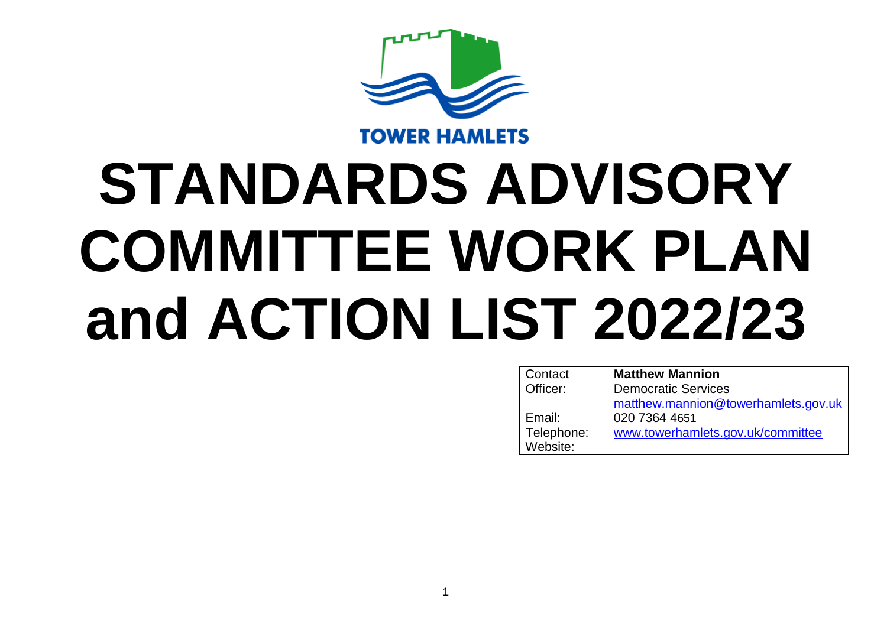TOWER HAMLETS

# STANDARDS ADVISORY COMMITTEE WORK PLAN and ACTION LIST 2022/23

| Contact Officer: | **Matthew Mannion** |
| --- | --- |
| | Democratic Services |
| Email: | matthew.mannion@towerhamlets.gov.uk |
| Telephone: | 020 7364 4651 |
| Website: | www.towerhamlets.gov.uk/committee |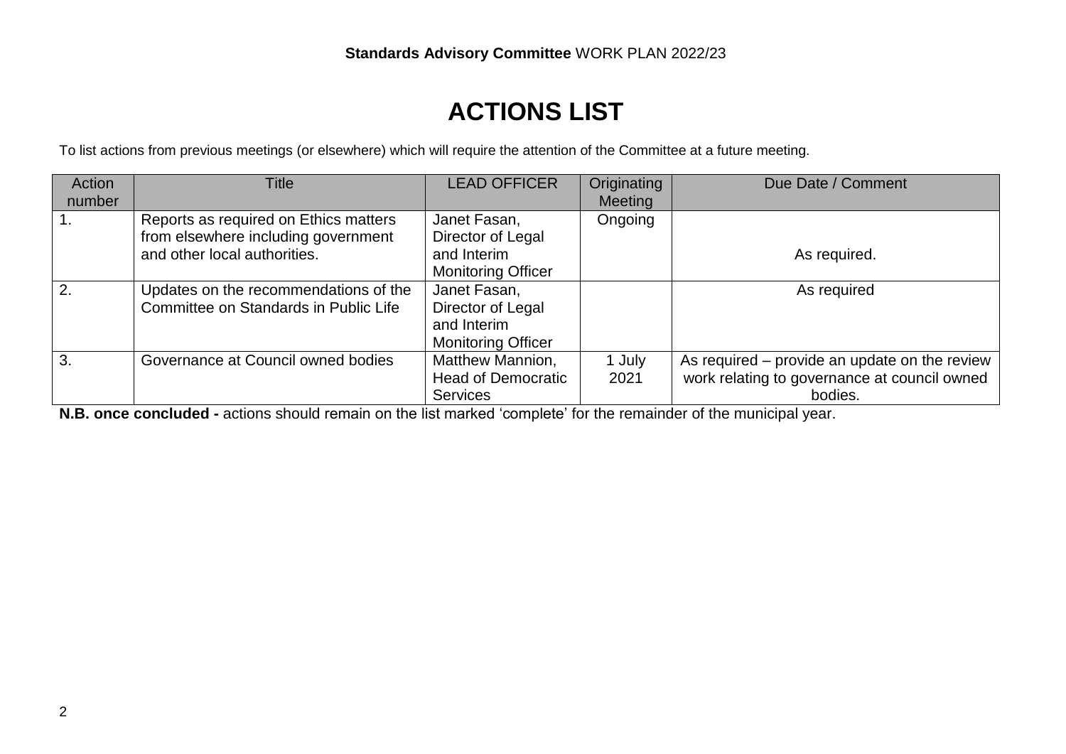**Standards Advisory Committee** WORK PLAN 2022/23

# ACTIONS LIST

To list actions from previous meetings (or elsewhere) which will require the attention of the Committee at a future meeting.

| Action number | Title | LEAD OFFICER | Originating Meeting | Due Date / Comment |
|---|---|---|---|---|
| 1. | Reports as required on Ethics matters from elsewhere including government and other local authorities. | Janet Fasan, Director of Legal and Interim Monitoring Officer | Ongoing | As required. |
| 2. | Updates on the recommendations of the Committee on Standards in Public Life | Janet Fasan, Director of Legal and Interim Monitoring Officer | | As required |
| 3. | Governance at Council owned bodies | Matthew Mannion, Head of Democratic Services | 1 July 2021 | As required – provide an update on the review work relating to governance at council owned bodies. |

**N.B. once concluded -** actions should remain on the list marked 'complete' for the remainder of the municipal year.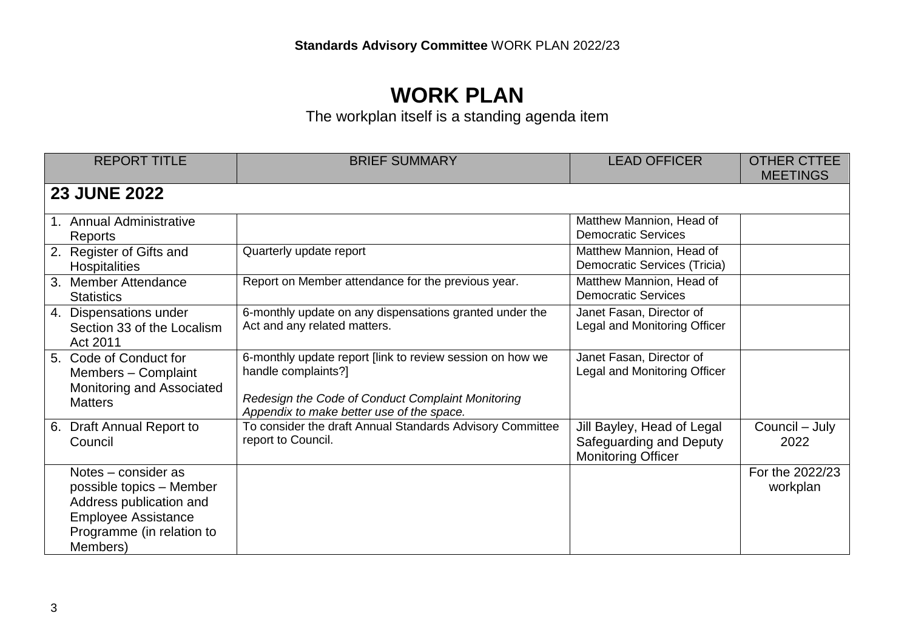# WORK PLAN

The workplan itself is a standing agenda item

| REPORT TITLE | BRIEF SUMMARY | LEAD OFFICER | OTHER CTTEE MEETINGS |
|---|---|---|---|
| **23 JUNE 2022** | | | |
| 1. Annual Administrative Reports | | Matthew Mannion, Head of Democratic Services | |
| 2. Register of Gifts and Hospitalities | Quarterly update report | Matthew Mannion, Head of Democratic Services (Tricia) | |
| 3. Member Attendance Statistics | Report on Member attendance for the previous year. | Matthew Mannion, Head of Democratic Services | |
| 4. Dispensations under Section 33 of the Localism Act 2011 | 6-monthly update on any dispensations granted under the Act and any related matters. | Janet Fasan, Director of Legal and Monitoring Officer | |
| 5. Code of Conduct for Members – Complaint Monitoring and Associated Matters | 6-monthly update report [link to review session on how we handle complaints?]<br><br>*Redesign the Code of Conduct Complaint Monitoring Appendix to make better use of the space.* | Janet Fasan, Director of Legal and Monitoring Officer | |
| 6. Draft Annual Report to Council | To consider the draft Annual Standards Advisory Committee report to Council. | Jill Bayley, Head of Legal Safeguarding and Deputy Monitoring Officer | Council – July 2022 |
| Notes – consider as possible topics – Member Address publication and Employee Assistance Programme (in relation to Members) | | | For the 2022/23 workplan |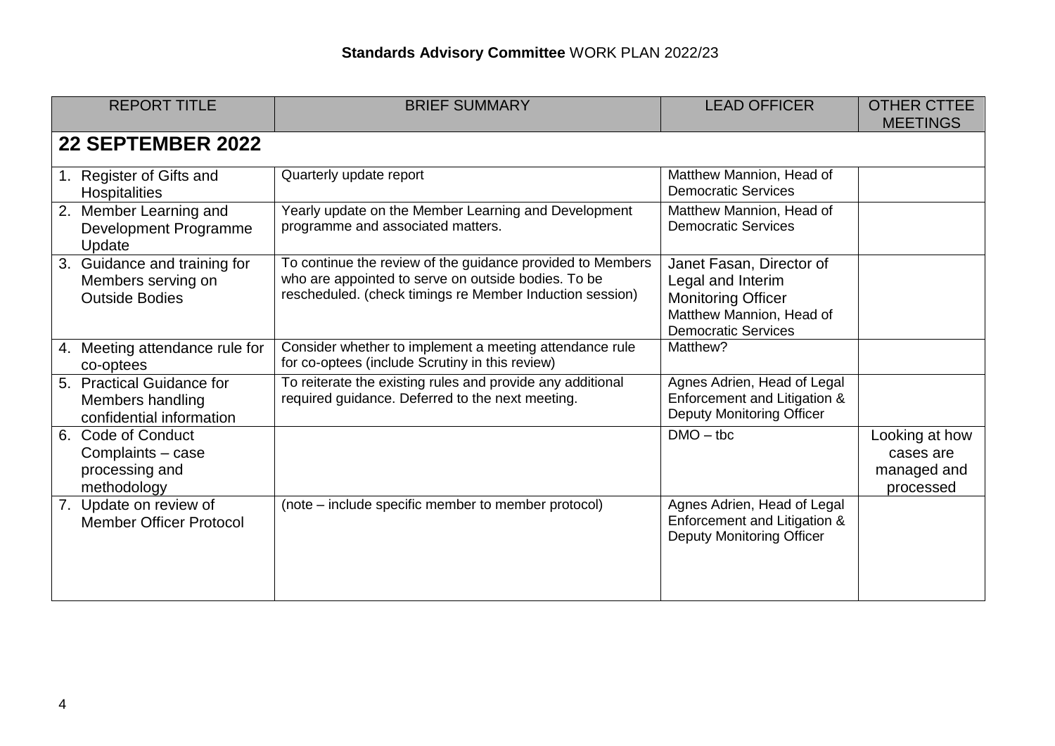# **Standards Advisory Committee** WORK PLAN 2022/23

| REPORT TITLE | BRIEF SUMMARY | LEAD OFFICER | OTHER CTTEE MEETINGS |
|---|---|---|---|
| **22 SEPTEMBER 2022** | | | |
| 1. Register of Gifts and Hospitalities | Quarterly update report | Matthew Mannion, Head of Democratic Services | |
| 2. Member Learning and Development Programme Update | Yearly update on the Member Learning and Development programme and associated matters. | Matthew Mannion, Head of Democratic Services | |
| 3. Guidance and training for Members serving on Outside Bodies | To continue the review of the guidance provided to Members who are appointed to serve on outside bodies. To be rescheduled. (check timings re Member Induction session) | Janet Fasan, Director of Legal and Interim Monitoring Officer Matthew Mannion, Head of Democratic Services | |
| 4. Meeting attendance rule for co-optees | Consider whether to implement a meeting attendance rule for co-optees (include Scrutiny in this review) | Matthew? | |
| 5. Practical Guidance for Members handling confidential information | To reiterate the existing rules and provide any additional required guidance. Deferred to the next meeting. | Agnes Adrien, Head of Legal Enforcement and Litigation & Deputy Monitoring Officer | |
| 6. Code of Conduct Complaints – case processing and methodology | | DMO – tbc | Looking at how cases are managed and processed |
| 7. Update on review of Member Officer Protocol | (note – include specific member to member protocol) | Agnes Adrien, Head of Legal Enforcement and Litigation & Deputy Monitoring Officer | |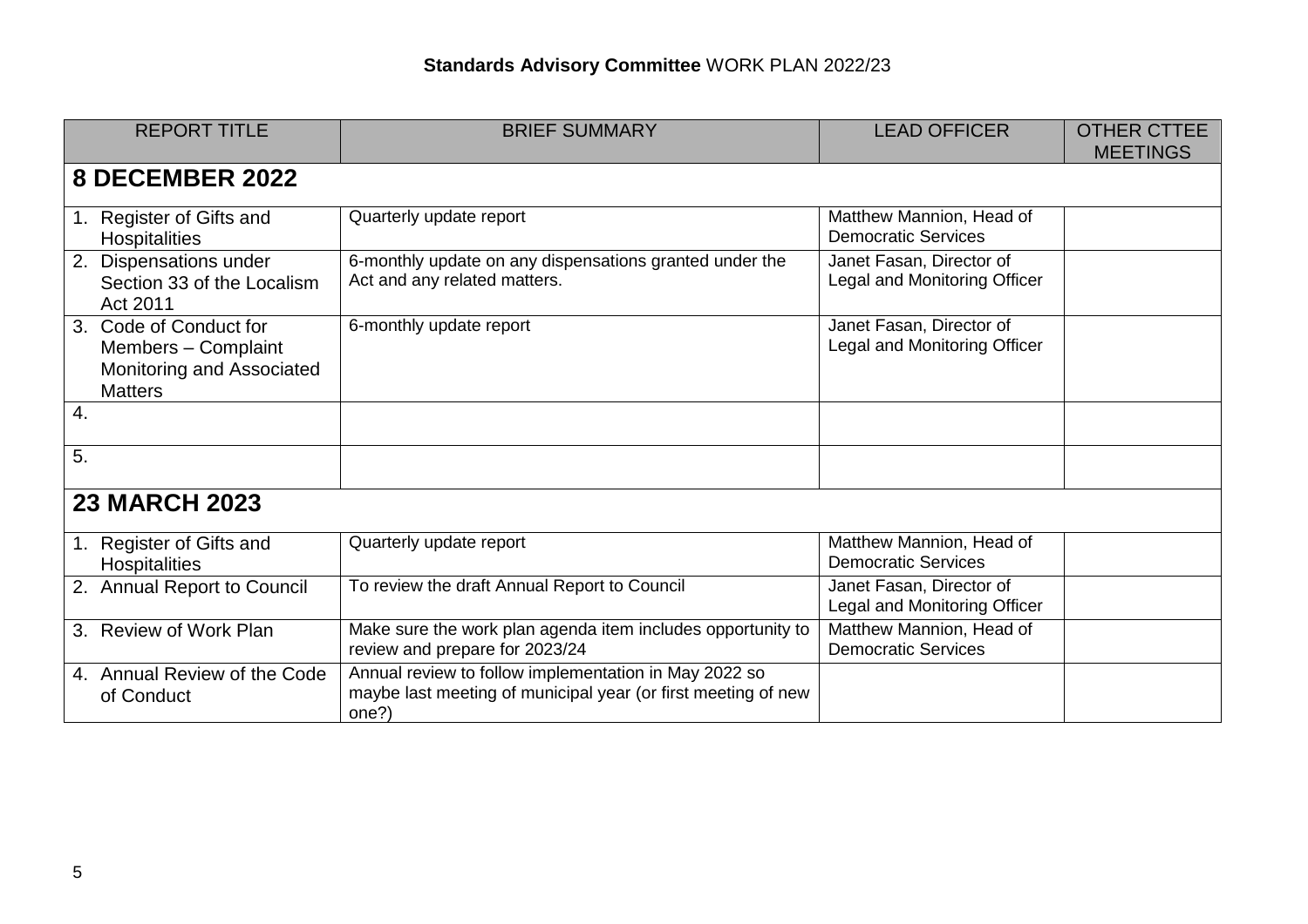# **Standards Advisory Committee** WORK PLAN 2022/23

| REPORT TITLE | BRIEF SUMMARY | LEAD OFFICER | OTHER CTTEE MEETINGS |
|---|---|---|---|
| **8 DECEMBER 2022** | | | |
| 1. Register of Gifts and Hospitalities | Quarterly update report | Matthew Mannion, Head of Democratic Services | |
| 2. Dispensations under Section 33 of the Localism Act 2011 | 6-monthly update on any dispensations granted under the Act and any related matters. | Janet Fasan, Director of Legal and Monitoring Officer | |
| 3. Code of Conduct for Members – Complaint Monitoring and Associated Matters | 6-monthly update report | Janet Fasan, Director of Legal and Monitoring Officer | |
| 4. | | | |
| 5. | | | |
| **23 MARCH 2023** | | | |
| 1. Register of Gifts and Hospitalities | Quarterly update report | Matthew Mannion, Head of Democratic Services | |
| 2. Annual Report to Council | To review the draft Annual Report to Council | Janet Fasan, Director of Legal and Monitoring Officer | |
| 3. Review of Work Plan | Make sure the work plan agenda item includes opportunity to review and prepare for 2023/24 | Matthew Mannion, Head of Democratic Services | |
| 4. Annual Review of the Code of Conduct | Annual review to follow implementation in May 2022 so maybe last meeting of municipal year (or first meeting of new one?) | | |